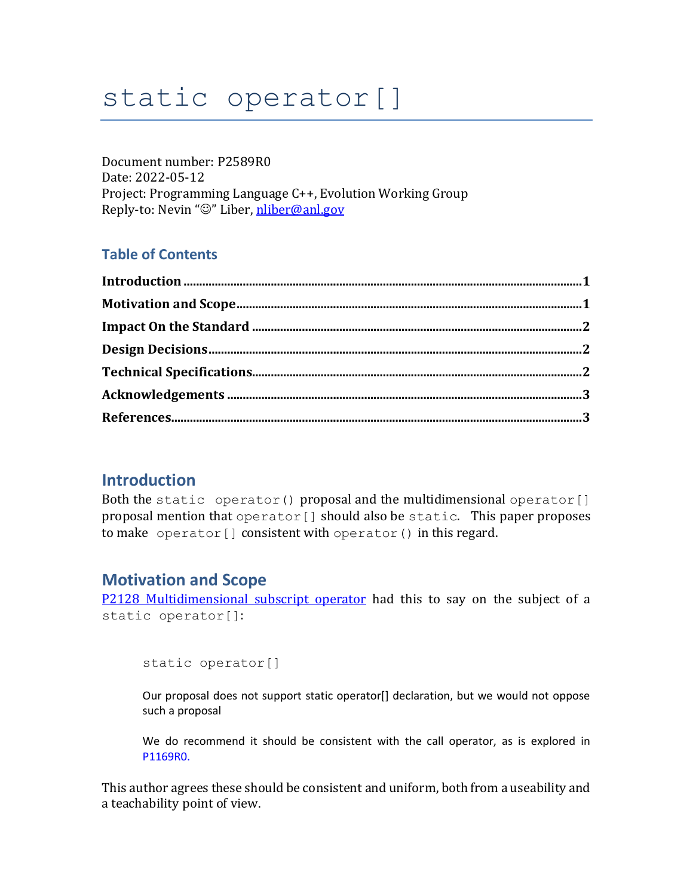# `static operator[]`

Document number: P2589R0
Date: 2022-05-12
Project: Programming Language C++, Evolution Working Group
Reply-to: Nevin "☺" Liber, nliber@anl.gov

## Table of Contents

**Introduction** .......... 1
**Motivation and Scope** .......... 1
**Impact On the Standard** .......... 2
**Design Decisions** .......... 2
**Technical Specifications** .......... 2
**Acknowledgements** .......... 3
**References** .......... 3

## Introduction

Both the `static operator()` proposal and the multidimensional `operator[]` proposal mention that `operator[]` should also be `static`. This paper proposes to make `operator[]` consistent with `operator()` in this regard.

## Motivation and Scope

P2128 Multidimensional subscript operator had this to say on the subject of a `static operator[]`:

> `static operator[]`
>
> Our proposal does not support static operator[] declaration, but we would not oppose such a proposal
>
> We do recommend it should be consistent with the call operator, as is explored in P1169R0.

This author agrees these should be consistent and uniform, both from a useability and a teachability point of view.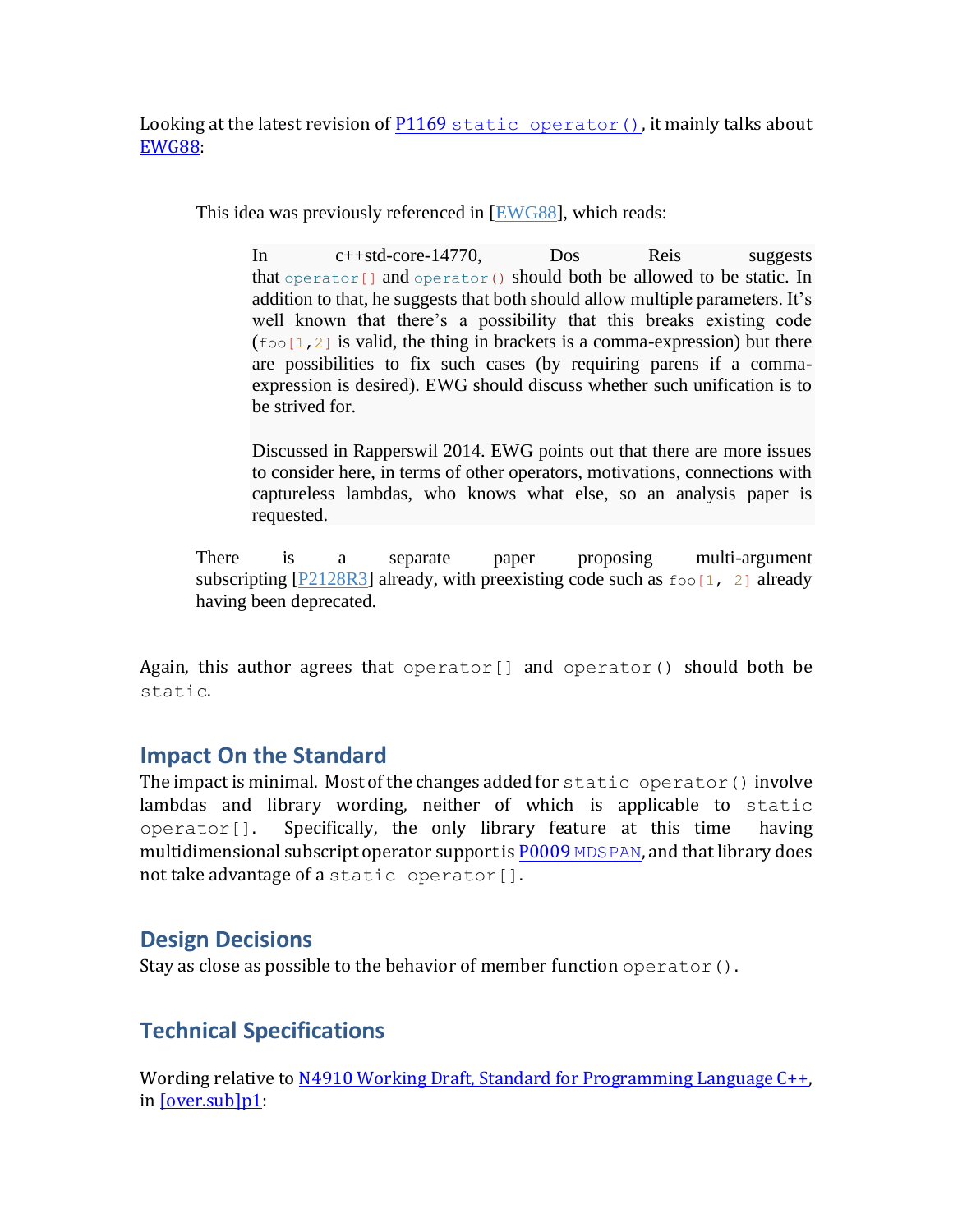Looking at the latest revision of P1169 `static operator()`, it mainly talks about EWG88:

> This idea was previously referenced in [EWG88], which reads:
>
> > In c++std-core-14770, Dos Reis suggests that `operator[]` and `operator()` should both be allowed to be static. In addition to that, he suggests that both should allow multiple parameters. It's well known that there's a possibility that this breaks existing code (`foo[1,2]` is valid, the thing in brackets is a comma-expression) but there are possibilities to fix such cases (by requiring parens if a comma-expression is desired). EWG should discuss whether such unification is to be strived for.
> >
> > Discussed in Rapperswil 2014. EWG points out that there are more issues to consider here, in terms of other operators, motivations, connections with captureless lambdas, who knows what else, so an analysis paper is requested.
>
> There is a separate paper proposing multi-argument subscripting [P2128R3] already, with preexisting code such as `foo[1, 2]` already having been deprecated.

Again, this author agrees that `operator[]` and `operator()` should both be `static`.

## Impact On the Standard

The impact is minimal. Most of the changes added for `static operator()` involve lambdas and library wording, neither of which is applicable to `static operator[]`. Specifically, the only library feature at this time having multidimensional subscript operator support is P0009 `MDSPAN`, and that library does not take advantage of a `static operator[]`.

## Design Decisions

Stay as close as possible to the behavior of member function `operator()`.

## Technical Specifications

Wording relative to N4910 Working Draft, Standard for Programming Language C++, in [over.sub]p1: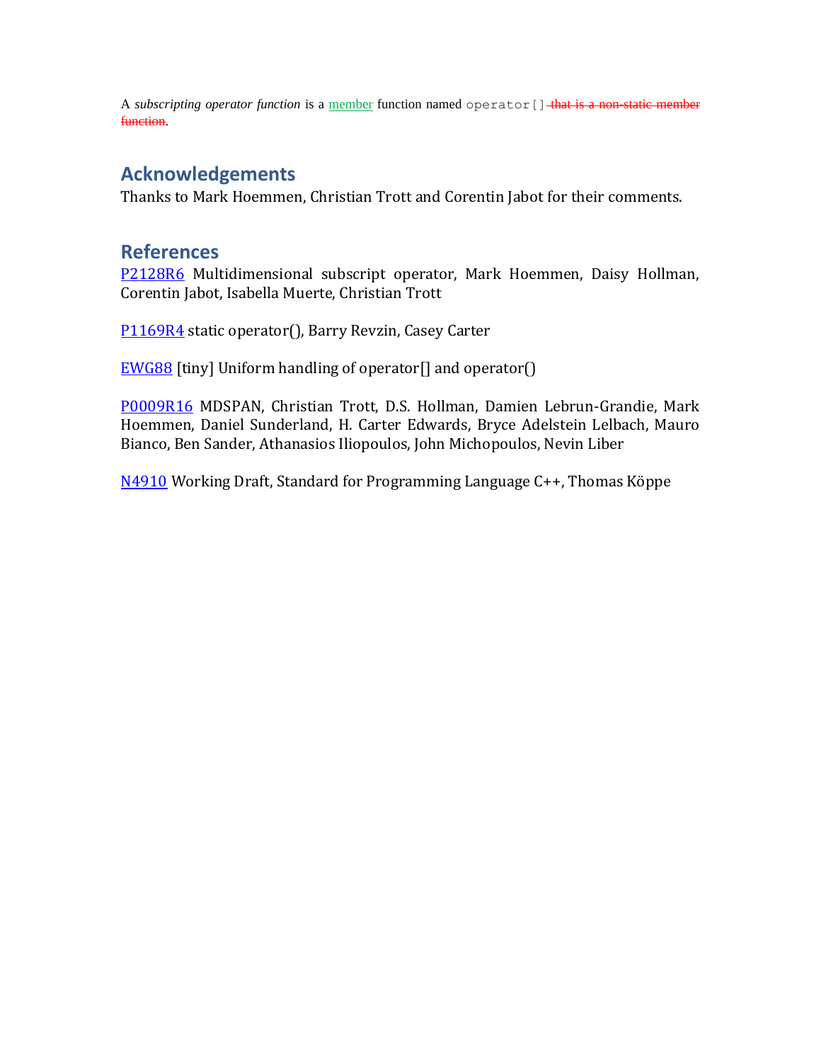A *subscripting operator function* is a member function named `operator[]` ~~that is a non-static member function~~.

## Acknowledgements

Thanks to Mark Hoemmen, Christian Trott and Corentin Jabot for their comments.

## References

P2128R6 Multidimensional subscript operator, Mark Hoemmen, Daisy Hollman, Corentin Jabot, Isabella Muerte, Christian Trott

P1169R4 static operator(), Barry Revzin, Casey Carter

EWG88 [tiny] Uniform handling of operator[] and operator()

P0009R16 MDSPAN, Christian Trott, D.S. Hollman, Damien Lebrun-Grandie, Mark Hoemmen, Daniel Sunderland, H. Carter Edwards, Bryce Adelstein Lelbach, Mauro Bianco, Ben Sander, Athanasios Iliopoulos, John Michopoulos, Nevin Liber

N4910 Working Draft, Standard for Programming Language C++, Thomas Köppe